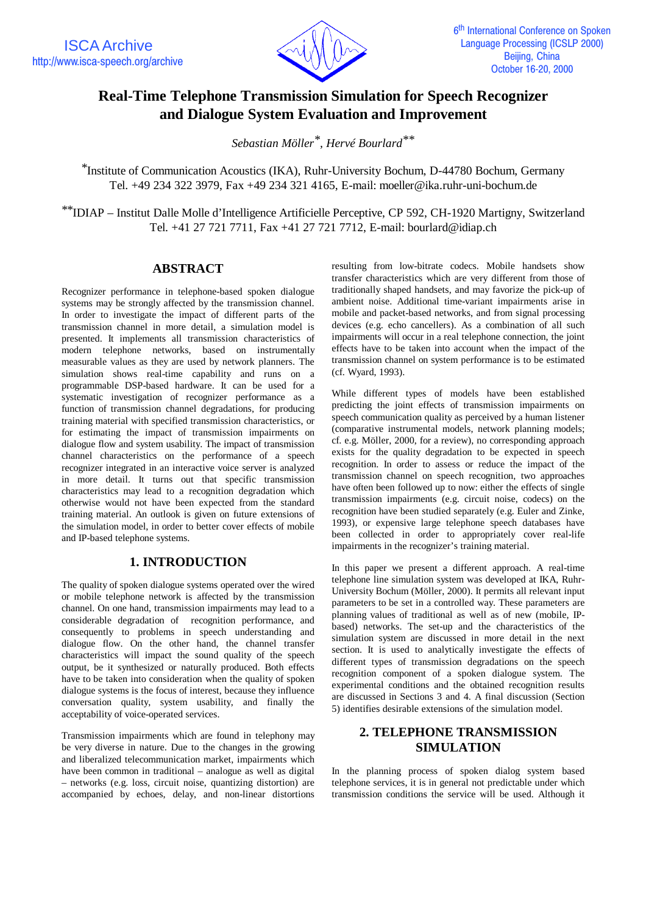# Real-Time Telephone Transmission Simulation for Speech Recognizer and Dialogue System Evaluation and Improvement

*Sebastian Möller[*], Hervé Bourlard[**]*

[*]Institute of Communication Acoustics (IKA), Ruhr-University Bochum, D-44780 Bochum, Germany
Tel. +49 234 322 3979, Fax +49 234 321 4165, E-mail: moeller@ika.ruhr-uni-bochum.de

[**]IDIAP – Institut Dalle Molle d'Intelligence Artificielle Perceptive, CP 592, CH-1920 Martigny, Switzerland
Tel. +41 27 721 7711, Fax +41 27 721 7712, E-mail: bourlard@idiap.ch

## ABSTRACT

Recognizer performance in telephone-based spoken dialogue systems may be strongly affected by the transmission channel. In order to investigate the impact of different parts of the transmission channel in more detail, a simulation model is presented. It implements all transmission characteristics of modern telephone networks, based on instrumentally measurable values as they are used by network planners. The simulation shows real-time capability and runs on a programmable DSP-based hardware. It can be used for a systematic investigation of recognizer performance as a function of transmission channel degradations, for producing training material with specified transmission characteristics, or for estimating the impact of transmission impairments on dialogue flow and system usability. The impact of transmission channel characteristics on the performance of a speech recognizer integrated in an interactive voice server is analyzed in more detail. It turns out that specific transmission characteristics may lead to a recognition degradation which otherwise would not have been expected from the standard training material. An outlook is given on future extensions of the simulation model, in order to better cover effects of mobile and IP-based telephone systems.

## 1. INTRODUCTION

The quality of spoken dialogue systems operated over the wired or mobile telephone network is affected by the transmission channel. On one hand, transmission impairments may lead to a considerable degradation of recognition performance, and consequently to problems in speech understanding and dialogue flow. On the other hand, the channel transfer characteristics will impact the sound quality of the speech output, be it synthesized or naturally produced. Both effects have to be taken into consideration when the quality of spoken dialogue systems is the focus of interest, because they influence conversation quality, system usability, and finally the acceptability of voice-operated services.

Transmission impairments which are found in telephony may be very diverse in nature. Due to the changes in the growing and liberalized telecommunication market, impairments which have been common in traditional – analogue as well as digital – networks (e.g. loss, circuit noise, quantizing distortion) are accompanied by echoes, delay, and non-linear distortions resulting from low-bitrate codecs. Mobile handsets show transfer characteristics which are very different from those of traditionally shaped handsets, and may favorize the pick-up of ambient noise. Additional time-variant impairments arise in mobile and packet-based networks, and from signal processing devices (e.g. echo cancellers). As a combination of all such impairments will occur in a real telephone connection, the joint effects have to be taken into account when the impact of the transmission channel on system performance is to be estimated (cf. Wyard, 1993).

While different types of models have been established predicting the joint effects of transmission impairments on speech communication quality as perceived by a human listener (comparative instrumental models, network planning models; cf. e.g. Möller, 2000, for a review), no corresponding approach exists for the quality degradation to be expected in speech recognition. In order to assess or reduce the impact of the transmission channel on speech recognition, two approaches have often been followed up to now: either the effects of single transmission impairments (e.g. circuit noise, codecs) on the recognition have been studied separately (e.g. Euler and Zinke, 1993), or expensive large telephone speech databases have been collected in order to appropriately cover real-life impairments in the recognizer's training material.

In this paper we present a different approach. A real-time telephone line simulation system was developed at IKA, Ruhr-University Bochum (Möller, 2000). It permits all relevant input parameters to be set in a controlled way. These parameters are planning values of traditional as well as of new (mobile, IP-based) networks. The set-up and the characteristics of the simulation system are discussed in more detail in the next section. It is used to analytically investigate the effects of different types of transmission degradations on the speech recognition component of a spoken dialogue system. The experimental conditions and the obtained recognition results are discussed in Sections 3 and 4. A final discussion (Section 5) identifies desirable extensions of the simulation model.

## 2. TELEPHONE TRANSMISSION SIMULATION

In the planning process of spoken dialog system based telephone services, it is in general not predictable under which transmission conditions the service will be used. Although it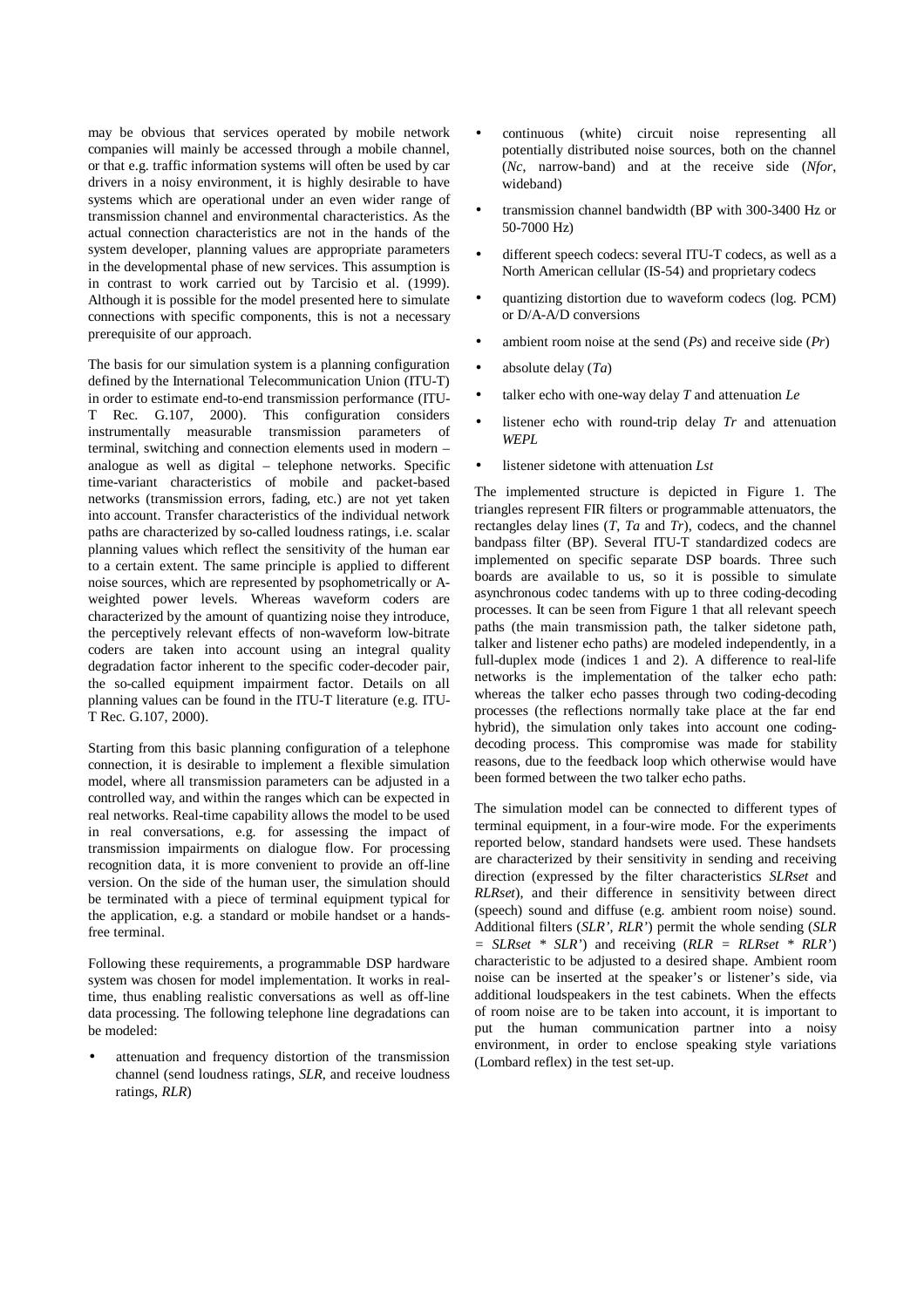may be obvious that services operated by mobile network companies will mainly be accessed through a mobile channel, or that e.g. traffic information systems will often be used by car drivers in a noisy environment, it is highly desirable to have systems which are operational under an even wider range of transmission channel and environmental characteristics. As the actual connection characteristics are not in the hands of the system developer, planning values are appropriate parameters in the developmental phase of new services. This assumption is in contrast to work carried out by Tarcisio et al. (1999). Although it is possible for the model presented here to simulate connections with specific components, this is not a necessary prerequisite of our approach.

The basis for our simulation system is a planning configuration defined by the International Telecommunication Union (ITU-T) in order to estimate end-to-end transmission performance (ITU-T Rec. G.107, 2000). This configuration considers instrumentally measurable transmission parameters of terminal, switching and connection elements used in modern – analogue as well as digital – telephone networks. Specific time-variant characteristics of mobile and packet-based networks (transmission errors, fading, etc.) are not yet taken into account. Transfer characteristics of the individual network paths are characterized by so-called loudness ratings, i.e. scalar planning values which reflect the sensitivity of the human ear to a certain extent. The same principle is applied to different noise sources, which are represented by psophometrically or A-weighted power levels. Whereas waveform coders are characterized by the amount of quantizing noise they introduce, the perceptively relevant effects of non-waveform low-bitrate coders are taken into account using an integral quality degradation factor inherent to the specific coder-decoder pair, the so-called equipment impairment factor. Details on all planning values can be found in the ITU-T literature (e.g. ITU-T Rec. G.107, 2000).

Starting from this basic planning configuration of a telephone connection, it is desirable to implement a flexible simulation model, where all transmission parameters can be adjusted in a controlled way, and within the ranges which can be expected in real networks. Real-time capability allows the model to be used in real conversations, e.g. for assessing the impact of transmission impairments on dialogue flow. For processing recognition data, it is more convenient to provide an off-line version. On the side of the human user, the simulation should be terminated with a piece of terminal equipment typical for the application, e.g. a standard or mobile handset or a hands-free terminal.

Following these requirements, a programmable DSP hardware system was chosen for model implementation. It works in real-time, thus enabling realistic conversations as well as off-line data processing. The following telephone line degradations can be modeled:

- attenuation and frequency distortion of the transmission channel (send loudness ratings, *SLR*, and receive loudness ratings, *RLR*)
- continuous (white) circuit noise representing all potentially distributed noise sources, both on the channel (*Nc*, narrow-band) and at the receive side (*Nfor*, wideband)
- transmission channel bandwidth (BP with 300-3400 Hz or 50-7000 Hz)
- different speech codecs: several ITU-T codecs, as well as a North American cellular (IS-54) and proprietary codecs
- quantizing distortion due to waveform codecs (log. PCM) or D/A-A/D conversions
- ambient room noise at the send (*Ps*) and receive side (*Pr*)
- absolute delay (*Ta*)
- talker echo with one-way delay *T* and attenuation *Le*
- listener echo with round-trip delay *Tr* and attenuation *WEPL*
- listener sidetone with attenuation *Lst*

The implemented structure is depicted in Figure 1. The triangles represent FIR filters or programmable attenuators, the rectangles delay lines (*T*, *Ta* and *Tr*), codecs, and the channel bandpass filter (BP). Several ITU-T standardized codecs are implemented on specific separate DSP boards. Three such boards are available to us, so it is possible to simulate asynchronous codec tandems with up to three coding-decoding processes. It can be seen from Figure 1 that all relevant speech paths (the main transmission path, the talker sidetone path, talker and listener echo paths) are modeled independently, in a full-duplex mode (indices 1 and 2). A difference to real-life networks is the implementation of the talker echo path: whereas the talker echo passes through two coding-decoding processes (the reflections normally take place at the far end hybrid), the simulation only takes into account one coding-decoding process. This compromise was made for stability reasons, due to the feedback loop which otherwise would have been formed between the two talker echo paths.

The simulation model can be connected to different types of terminal equipment, in a four-wire mode. For the experiments reported below, standard handsets were used. These handsets are characterized by their sensitivity in sending and receiving direction (expressed by the filter characteristics *SLRset* and *RLRset*), and their difference in sensitivity between direct (speech) sound and diffuse (e.g. ambient room noise) sound. Additional filters (*SLR'*, *RLR'*) permit the whole sending (*SLR = SLRset * SLR'*) and receiving (*RLR = RLRset * RLR'*) characteristic to be adjusted to a desired shape. Ambient room noise can be inserted at the speaker's or listener's side, via additional loudspeakers in the test cabinets. When the effects of room noise are to be taken into account, it is important to put the human communication partner into a noisy environment, in order to enclose speaking style variations (Lombard reflex) in the test set-up.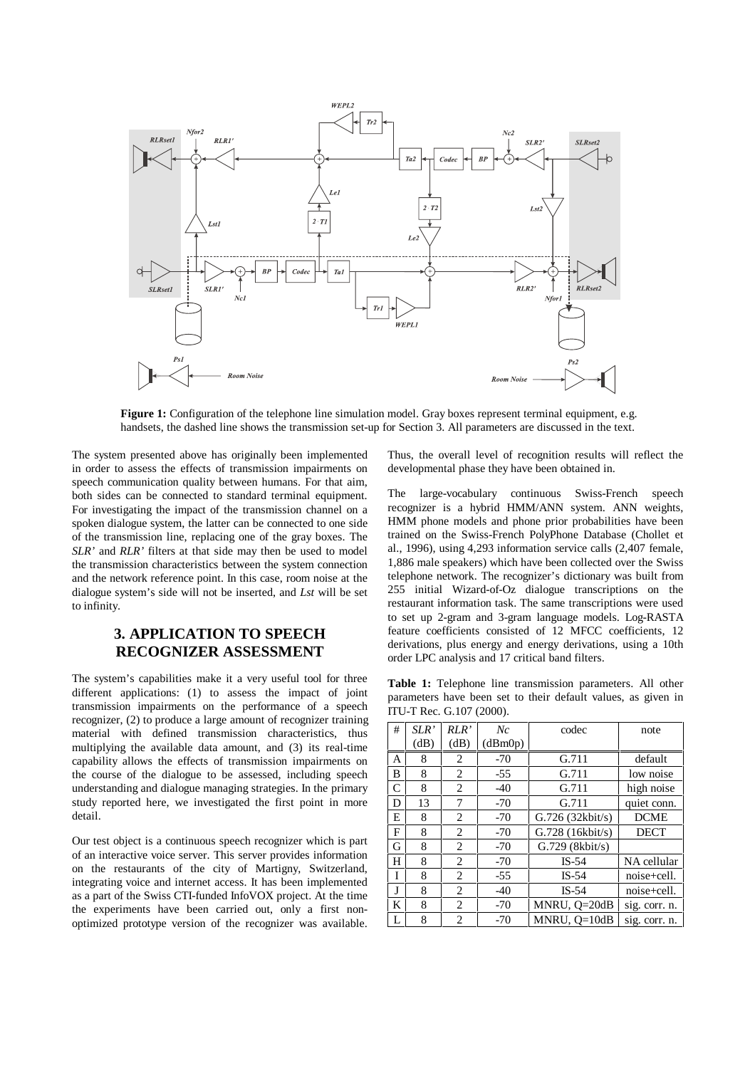**Figure 1:** Configuration of the telephone line simulation model. Gray boxes represent terminal equipment, e.g. handsets, the dashed line shows the transmission set-up for Section 3. All parameters are discussed in the text.

The system presented above has originally been implemented in order to assess the effects of transmission impairments on speech communication quality between humans. For that aim, both sides can be connected to standard terminal equipment. For investigating the impact of the transmission channel on a spoken dialogue system, the latter can be connected to one side of the transmission line, replacing one of the gray boxes. The *SLR'* and *RLR'* filters at that side may then be used to model the transmission characteristics between the system connection and the network reference point. In this case, room noise at the dialogue system's side will not be inserted, and *Lst* will be set to infinity.

## 3. APPLICATION TO SPEECH RECOGNIZER ASSESSMENT

The system's capabilities make it a very useful tool for three different applications: (1) to assess the impact of joint transmission impairments on the performance of a speech recognizer, (2) to produce a large amount of recognizer training material with defined transmission characteristics, thus multiplying the available data amount, and (3) its real-time capability allows the effects of transmission impairments on the course of the dialogue to be assessed, including speech understanding and dialogue managing strategies. In the primary study reported here, we investigated the first point in more detail.

Our test object is a continuous speech recognizer which is part of an interactive voice server. This server provides information on the restaurants of the city of Martigny, Switzerland, integrating voice and internet access. It has been implemented as a part of the Swiss CTI-funded InfoVOX project. At the time the experiments have been carried out, only a first non-optimized prototype version of the recognizer was available. Thus, the overall level of recognition results will reflect the developmental phase they have been obtained in.

The large-vocabulary continuous Swiss-French speech recognizer is a hybrid HMM/ANN system. ANN weights, HMM phone models and phone prior probabilities have been trained on the Swiss-French PolyPhone Database (Chollet et al., 1996), using 4,293 information service calls (2,407 female, 1,886 male speakers) which have been collected over the Swiss telephone network. The recognizer's dictionary was built from 255 initial Wizard-of-Oz dialogue transcriptions on the restaurant information task. The same transcriptions were used to set up 2-gram and 3-gram language models. Log-RASTA feature coefficients consisted of 12 MFCC coefficients, 12 derivations, plus energy and energy derivations, using a 10th order LPC analysis and 17 critical band filters.

**Table 1:** Telephone line transmission parameters. All other parameters have been set to their default values, as given in ITU-T Rec. G.107 (2000).

| # | *SLR'* (dB) | *RLR'* (dB) | *Nc* (dBm0p) | codec | note |
|---|---|---|---|---|---|
| A | 8 | 2 | -70 | G.711 | default |
| B | 8 | 2 | -55 | G.711 | low noise |
| C | 8 | 2 | -40 | G.711 | high noise |
| D | 13 | 7 | -70 | G.711 | quiet conn. |
| E | 8 | 2 | -70 | G.726 (32kbit/s) | DCME |
| F | 8 | 2 | -70 | G.728 (16kbit/s) | DECT |
| G | 8 | 2 | -70 | G.729 (8kbit/s) | |
| H | 8 | 2 | -70 | IS-54 | NA cellular |
| I | 8 | 2 | -55 | IS-54 | noise+cell. |
| J | 8 | 2 | -40 | IS-54 | noise+cell. |
| K | 8 | 2 | -70 | MNRU, Q=20dB | sig. corr. n. |
| L | 8 | 2 | -70 | MNRU, Q=10dB | sig. corr. n. |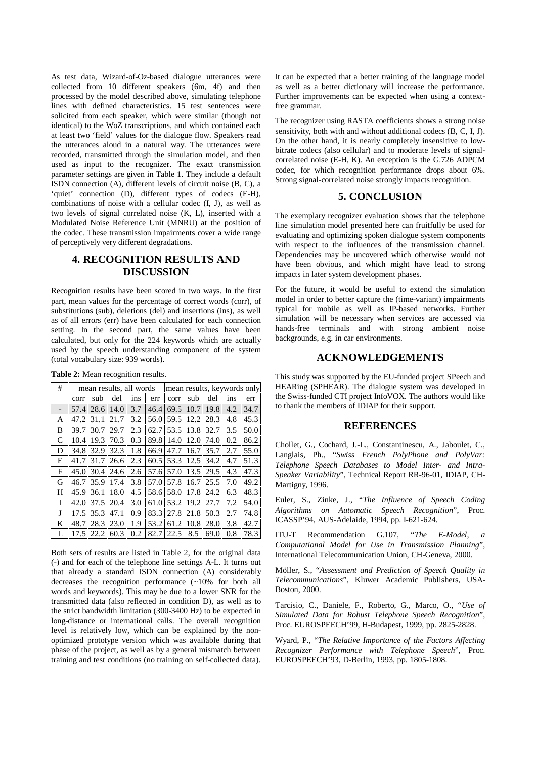As test data, Wizard-of-Oz-based dialogue utterances were collected from 10 different speakers (6m, 4f) and then processed by the model described above, simulating telephone lines with defined characteristics. 15 test sentences were solicited from each speaker, which were similar (though not identical) to the WoZ transcriptions, and which contained each at least two 'field' values for the dialogue flow. Speakers read the utterances aloud in a natural way. The utterances were recorded, transmitted through the simulation model, and then used as input to the recognizer. The exact transmission parameter settings are given in Table 1. They include a default ISDN connection (A), different levels of circuit noise (B, C), a 'quiet' connection (D), different types of codecs (E-H), combinations of noise with a cellular codec (I, J), as well as two levels of signal correlated noise (K, L), inserted with a Modulated Noise Reference Unit (MNRU) at the position of the codec. These transmission impairments cover a wide range of perceptively very different degradations.

## 4. RECOGNITION RESULTS AND DISCUSSION

Recognition results have been scored in two ways. In the first part, mean values for the percentage of correct words (corr), of substitutions (sub), deletions (del) and insertions (ins), as well as of all errors (err) have been calculated for each connection setting. In the second part, the same values have been calculated, but only for the 224 keywords which are actually used by the speech understanding component of the system (total vocabulary size: 939 words).

**Table 2:** Mean recognition results.

| # | mean results, all words | | | | | mean results, keywords only | | | | |
|---|---|---|---|---|---|---|---|---|---|---|
| | corr | sub | del | ins | err | corr | sub | del | ins | err |
| - | 57.4 | 28.6 | 14.0 | 3.7 | 46.4 | 69.5 | 10.7 | 19.8 | 4.2 | 34.7 |
| A | 47.2 | 31.1 | 21.7 | 3.2 | 56.0 | 59.5 | 12.2 | 28.3 | 4.8 | 45.3 |
| B | 39.7 | 30.7 | 29.7 | 2.3 | 62.7 | 53.5 | 13.8 | 32.7 | 3.5 | 50.0 |
| C | 10.4 | 19.3 | 70.3 | 0.3 | 89.8 | 14.0 | 12.0 | 74.0 | 0.2 | 86.2 |
| D | 34.8 | 32.9 | 32.3 | 1.8 | 66.9 | 47.7 | 16.7 | 35.7 | 2.7 | 55.0 |
| E | 41.7 | 31.7 | 26.6 | 2.3 | 60.5 | 53.3 | 12.5 | 34.2 | 4.7 | 51.3 |
| F | 45.0 | 30.4 | 24.6 | 2.6 | 57.6 | 57.0 | 13.5 | 29.5 | 4.3 | 47.3 |
| G | 46.7 | 35.9 | 17.4 | 3.8 | 57.0 | 57.8 | 16.7 | 25.5 | 7.0 | 49.2 |
| H | 45.9 | 36.1 | 18.0 | 4.5 | 58.6 | 58.0 | 17.8 | 24.2 | 6.3 | 48.3 |
| I | 42.0 | 37.5 | 20.4 | 3.0 | 61.0 | 53.2 | 19.2 | 27.7 | 7.2 | 54.0 |
| J | 17.5 | 35.3 | 47.1 | 0.9 | 83.3 | 27.8 | 21.8 | 50.3 | 2.7 | 74.8 |
| K | 48.7 | 28.3 | 23.0 | 1.9 | 53.2 | 61.2 | 10.8 | 28.0 | 3.8 | 42.7 |
| L | 17.5 | 22.2 | 60.3 | 0.2 | 82.7 | 22.5 | 8.5 | 69.0 | 0.8 | 78.3 |

Both sets of results are listed in Table 2, for the original data (-) and for each of the telephone line settings A-L. It turns out that already a standard ISDN connection (A) considerably decreases the recognition performance (~10% for both all words and keywords). This may be due to a lower SNR for the transmitted data (also reflected in condition D), as well as to the strict bandwidth limitation (300-3400 Hz) to be expected in long-distance or international calls. The overall recognition level is relatively low, which can be explained by the non-optimized prototype version which was available during that phase of the project, as well as by a general mismatch between training and test conditions (no training on self-collected data).

It can be expected that a better training of the language model as well as a better dictionary will increase the performance. Further improvements can be expected when using a context-free grammar.

The recognizer using RASTA coefficients shows a strong noise sensitivity, both with and without additional codecs (B, C, I, J). On the other hand, it is nearly completely insensitive to low-bitrate codecs (also cellular) and to moderate levels of signal-correlated noise (E-H, K). An exception is the G.726 ADPCM codec, for which recognition performance drops about 6%. Strong signal-correlated noise strongly impacts recognition.

## 5. CONCLUSION

The exemplary recognizer evaluation shows that the telephone line simulation model presented here can fruitfully be used for evaluating and optimizing spoken dialogue system components with respect to the influences of the transmission channel. Dependencies may be uncovered which otherwise would not have been obvious, and which might have lead to strong impacts in later system development phases.

For the future, it would be useful to extend the simulation model in order to better capture the (time-variant) impairments typical for mobile as well as IP-based networks. Further simulation will be necessary when services are accessed via hands-free terminals and with strong ambient noise backgrounds, e.g. in car environments.

## ACKNOWLEDGEMENTS

This study was supported by the EU-funded project SPeech and HEARing (SPHEAR). The dialogue system was developed in the Swiss-funded CTI project InfoVOX. The authors would like to thank the members of IDIAP for their support.

## REFERENCES

Chollet, G., Cochard, J.-L., Constantinescu, A., Jaboulet, C., Langlais, Ph., "*Swiss French PolyPhone and PolyVar: Telephone Speech Databases to Model Inter- and Intra-Speaker Variability*", Technical Report RR-96-01, IDIAP, CH-Martigny, 1996.

Euler, S., Zinke, J., "*The Influence of Speech Coding Algorithms on Automatic Speech Recognition*", Proc. ICASSP'94, AUS-Adelaide, 1994, pp. I-621-624.

ITU-T Recommendation G.107, "*The E-Model, a Computational Model for Use in Transmission Planning*", International Telecommunication Union, CH-Geneva, 2000.

Möller, S., "*Assessment and Prediction of Speech Quality in Telecommunications*", Kluwer Academic Publishers, USA-Boston, 2000.

Tarcisio, C., Daniele, F., Roberto, G., Marco, O., "*Use of Simulated Data for Robust Telephone Speech Recognition*", Proc. EUROSPEECH'99, H-Budapest, 1999, pp. 2825-2828.

Wyard, P., "*The Relative Importance of the Factors Affecting Recognizer Performance with Telephone Speech*", Proc. EUROSPEECH'93, D-Berlin, 1993, pp. 1805-1808.